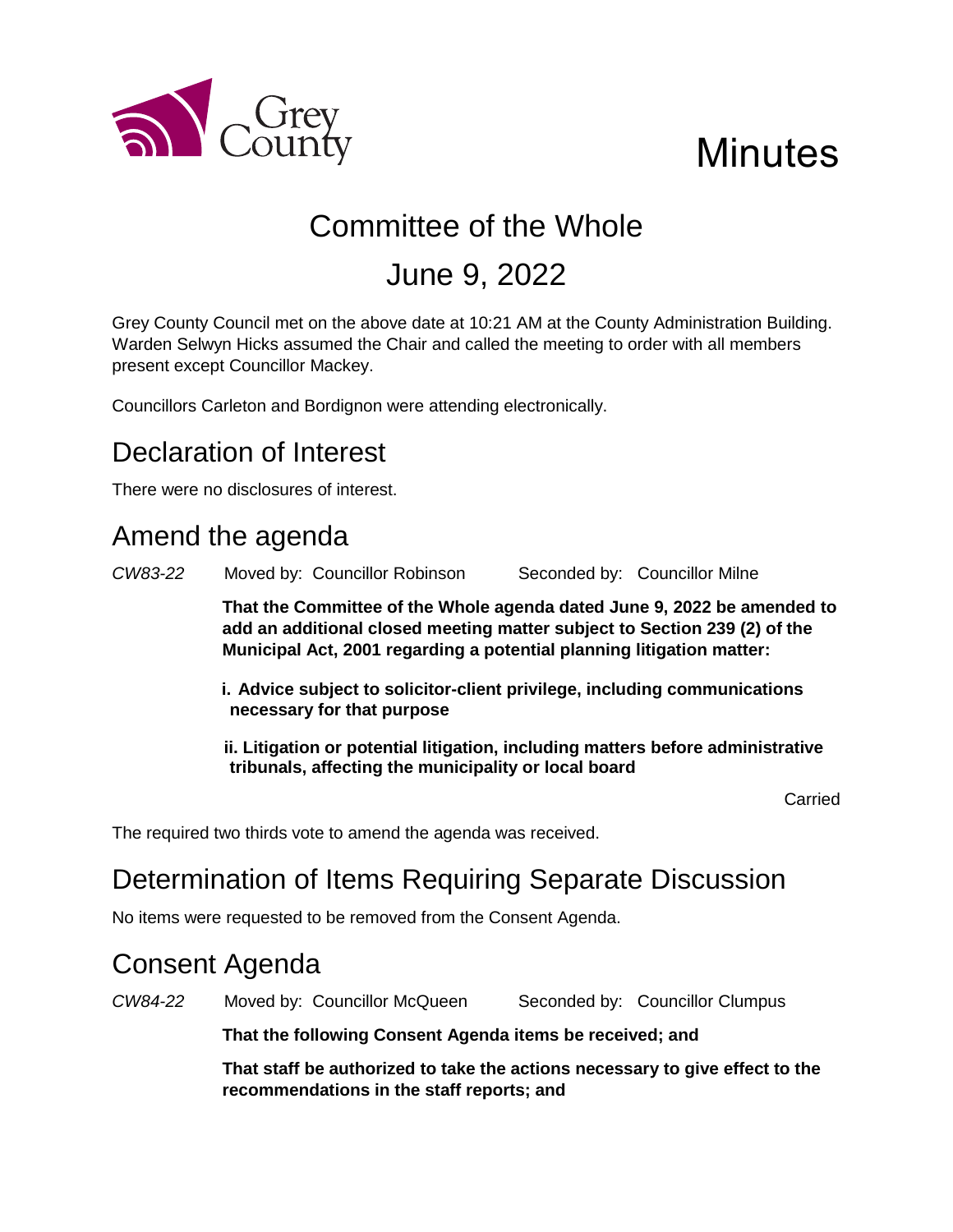Grey County

# Minutes

## Committee of the Whole

## June 9, 2022

Grey County Council met on the above date at 10:21 AM at the County Administration Building. Warden Selwyn Hicks assumed the Chair and called the meeting to order with all members present except Councillor Mackey.

Councillors Carleton and Bordignon were attending electronically.

## Declaration of Interest

There were no disclosures of interest.

## Amend the agenda

*CW83-22* Moved by: Councillor Robinson Seconded by: Councillor Milne

**That the Committee of the Whole agenda dated June 9, 2022 be amended to add an additional closed meeting matter subject to Section 239 (2) of the Municipal Act, 2001 regarding a potential planning litigation matter:**

**i. Advice subject to solicitor-client privilege, including communications necessary for that purpose**

**ii. Litigation or potential litigation, including matters before administrative tribunals, affecting the municipality or local board**

Carried

The required two thirds vote to amend the agenda was received.

## Determination of Items Requiring Separate Discussion

No items were requested to be removed from the Consent Agenda.

## Consent Agenda

*CW84-22* Moved by: Councillor McQueen Seconded by: Councillor Clumpus

**That the following Consent Agenda items be received; and**

**That staff be authorized to take the actions necessary to give effect to the recommendations in the staff reports; and**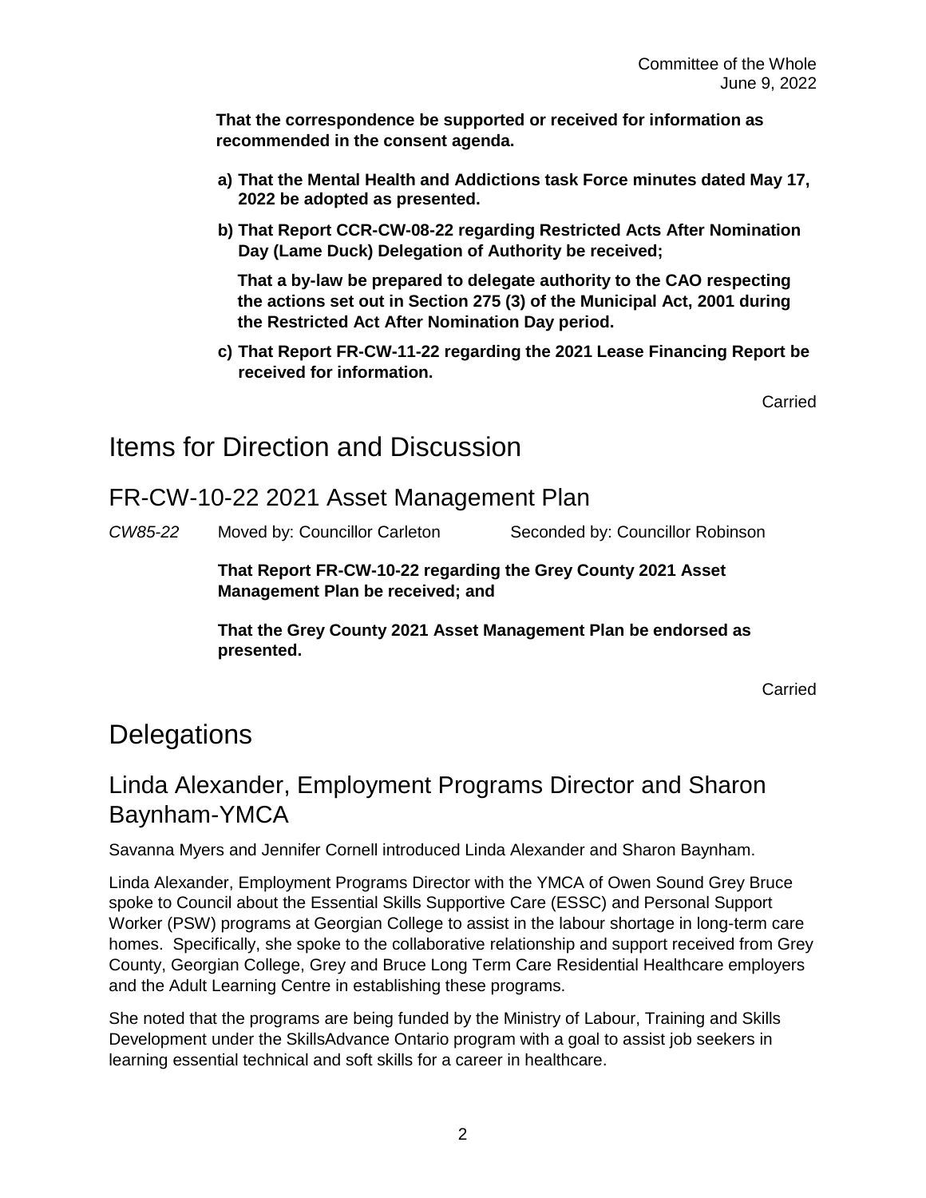**That the correspondence be supported or received for information as recommended in the consent agenda.**

**a) That the Mental Health and Addictions task Force minutes dated May 17, 2022 be adopted as presented.**

**b) That Report CCR-CW-08-22 regarding Restricted Acts After Nomination Day (Lame Duck) Delegation of Authority be received;**

**That a by-law be prepared to delegate authority to the CAO respecting the actions set out in Section 275 (3) of the Municipal Act, 2001 during the Restricted Act After Nomination Day period.**

**c) That Report FR-CW-11-22 regarding the 2021 Lease Financing Report be received for information.**

Carried

# Items for Direction and Discussion

## FR-CW-10-22 2021 Asset Management Plan

*CW85-22* Moved by: Councillor Carleton Seconded by: Councillor Robinson

**That Report FR-CW-10-22 regarding the Grey County 2021 Asset Management Plan be received; and**

**That the Grey County 2021 Asset Management Plan be endorsed as presented.**

Carried

# Delegations

## Linda Alexander, Employment Programs Director and Sharon Baynham-YMCA

Savanna Myers and Jennifer Cornell introduced Linda Alexander and Sharon Baynham.

Linda Alexander, Employment Programs Director with the YMCA of Owen Sound Grey Bruce spoke to Council about the Essential Skills Supportive Care (ESSC) and Personal Support Worker (PSW) programs at Georgian College to assist in the labour shortage in long-term care homes. Specifically, she spoke to the collaborative relationship and support received from Grey County, Georgian College, Grey and Bruce Long Term Care Residential Healthcare employers and the Adult Learning Centre in establishing these programs.

She noted that the programs are being funded by the Ministry of Labour, Training and Skills Development under the SkillsAdvance Ontario program with a goal to assist job seekers in learning essential technical and soft skills for a career in healthcare.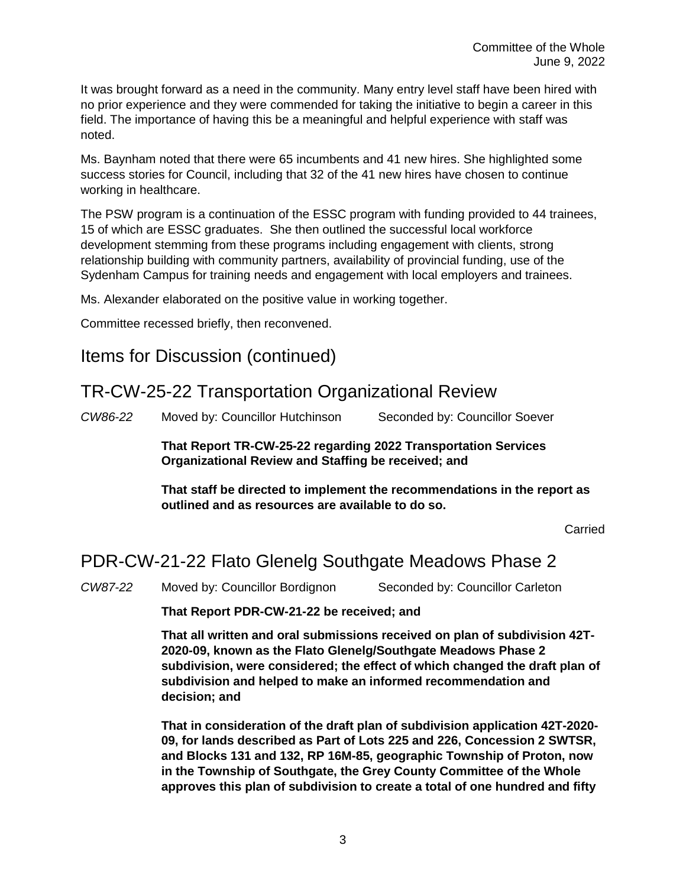It was brought forward as a need in the community. Many entry level staff have been hired with no prior experience and they were commended for taking the initiative to begin a career in this field. The importance of having this be a meaningful and helpful experience with staff was noted.

Ms. Baynham noted that there were 65 incumbents and 41 new hires. She highlighted some success stories for Council, including that 32 of the 41 new hires have chosen to continue working in healthcare.

The PSW program is a continuation of the ESSC program with funding provided to 44 trainees, 15 of which are ESSC graduates. She then outlined the successful local workforce development stemming from these programs including engagement with clients, strong relationship building with community partners, availability of provincial funding, use of the Sydenham Campus for training needs and engagement with local employers and trainees.

Ms. Alexander elaborated on the positive value in working together.

Committee recessed briefly, then reconvened.

## Items for Discussion (continued)

## TR-CW-25-22 Transportation Organizational Review

*CW86-22* Moved by: Councillor Hutchinson Seconded by: Councillor Soever

**That Report TR-CW-25-22 regarding 2022 Transportation Services Organizational Review and Staffing be received; and**

**That staff be directed to implement the recommendations in the report as outlined and as resources are available to do so.**

Carried

## PDR-CW-21-22 Flato Glenelg Southgate Meadows Phase 2

*CW87-22* Moved by: Councillor Bordignon Seconded by: Councillor Carleton

**That Report PDR-CW-21-22 be received; and**

**That all written and oral submissions received on plan of subdivision 42T-2020-09, known as the Flato Glenelg/Southgate Meadows Phase 2 subdivision, were considered; the effect of which changed the draft plan of subdivision and helped to make an informed recommendation and decision; and**

**That in consideration of the draft plan of subdivision application 42T-2020-09, for lands described as Part of Lots 225 and 226, Concession 2 SWTSR, and Blocks 131 and 132, RP 16M-85, geographic Township of Proton, now in the Township of Southgate, the Grey County Committee of the Whole approves this plan of subdivision to create a total of one hundred and fifty**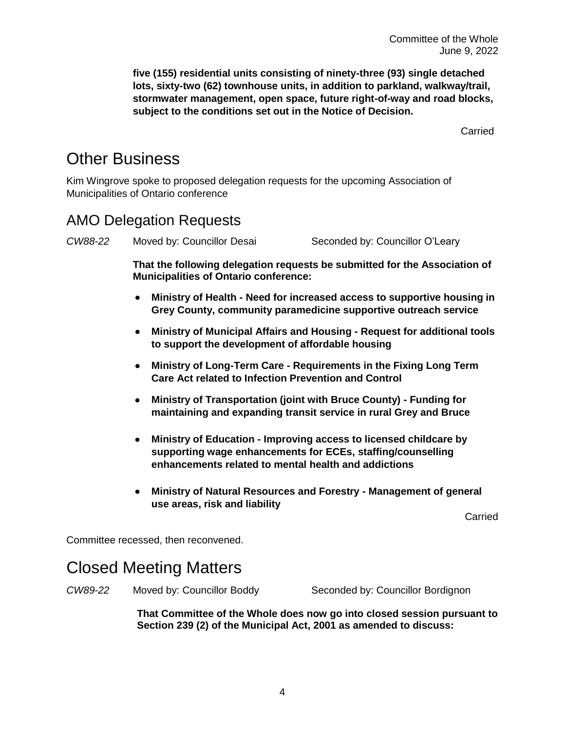**five (155) residential units consisting of ninety-three (93) single detached lots, sixty-two (62) townhouse units, in addition to parkland, walkway/trail, stormwater management, open space, future right-of-way and road blocks, subject to the conditions set out in the Notice of Decision.**

Carried

# Other Business

Kim Wingrove spoke to proposed delegation requests for the upcoming Association of Municipalities of Ontario conference

## AMO Delegation Requests

*CW88-22* Moved by: Councillor Desai Seconded by: Councillor O'Leary

**That the following delegation requests be submitted for the Association of Municipalities of Ontario conference:**

- **Ministry of Health - Need for increased access to supportive housing in Grey County, community paramedicine supportive outreach service**
- **Ministry of Municipal Affairs and Housing - Request for additional tools to support the development of affordable housing**
- **Ministry of Long-Term Care - Requirements in the Fixing Long Term Care Act related to Infection Prevention and Control**
- **Ministry of Transportation (joint with Bruce County) - Funding for maintaining and expanding transit service in rural Grey and Bruce**
- **Ministry of Education - Improving access to licensed childcare by supporting wage enhancements for ECEs, staffing/counselling enhancements related to mental health and addictions**
- **Ministry of Natural Resources and Forestry - Management of general use areas, risk and liability**

Carried

Committee recessed, then reconvened.

# Closed Meeting Matters

*CW89-22* Moved by: Councillor Boddy Seconded by: Councillor Bordignon

**That Committee of the Whole does now go into closed session pursuant to Section 239 (2) of the Municipal Act, 2001 as amended to discuss:**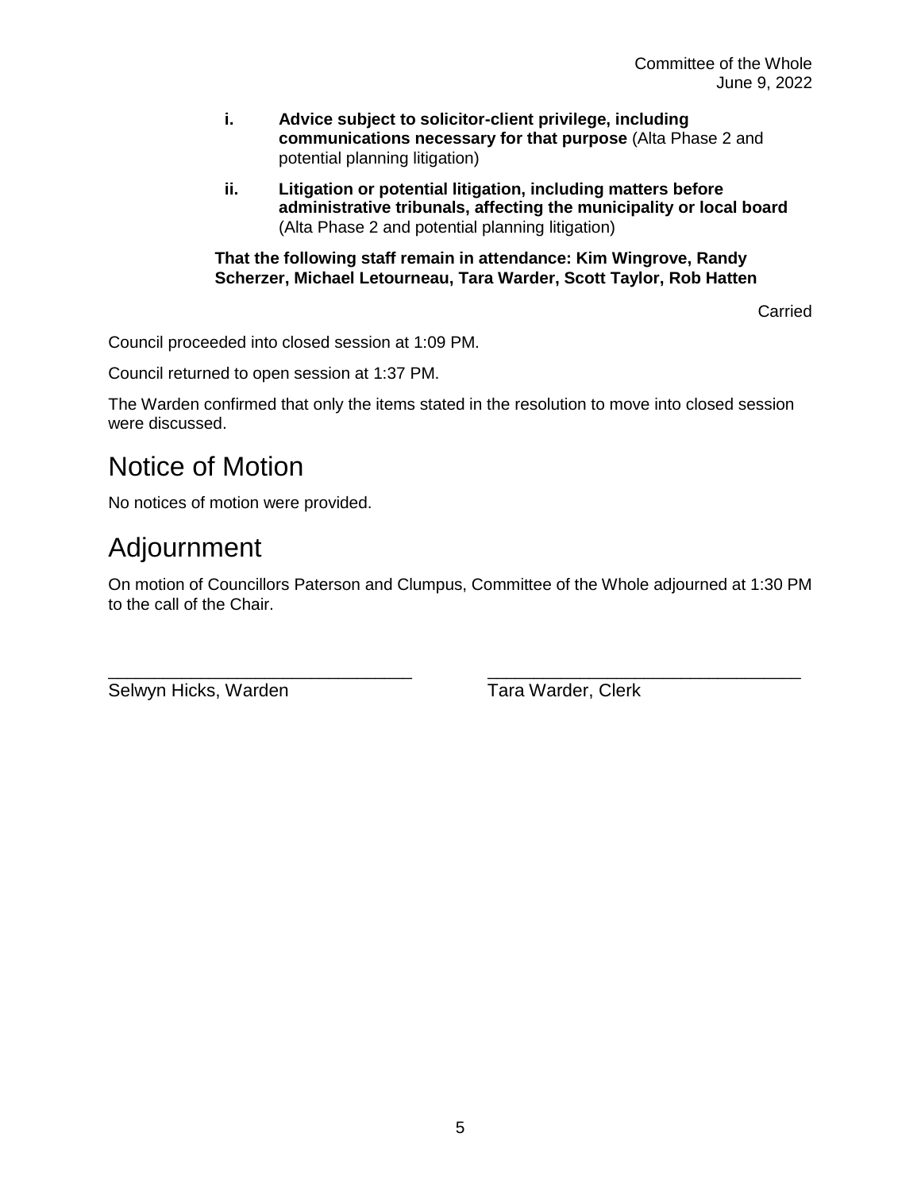i. **Advice subject to solicitor-client privilege, including communications necessary for that purpose** (Alta Phase 2 and potential planning litigation)

ii. **Litigation or potential litigation, including matters before administrative tribunals, affecting the municipality or local board** (Alta Phase 2 and potential planning litigation)

**That the following staff remain in attendance: Kim Wingrove, Randy Scherzer, Michael Letourneau, Tara Warder, Scott Taylor, Rob Hatten**

Carried

Council proceeded into closed session at 1:09 PM.

Council returned to open session at 1:37 PM.

The Warden confirmed that only the items stated in the resolution to move into closed session were discussed.

# Notice of Motion

No notices of motion were provided.

# Adjournment

On motion of Councillors Paterson and Clumpus, Committee of the Whole adjourned at 1:30 PM to the call of the Chair.

\_\_\_\_\_\_\_\_\_\_\_\_\_\_\_\_\_\_\_\_\_\_\_\_\_\_\_\_\_\_\_\_
Selwyn Hicks, Warden

\_\_\_\_\_\_\_\_\_\_\_\_\_\_\_\_\_\_\_\_\_\_\_\_\_\_\_\_\_\_\_\_
Tara Warder, Clerk